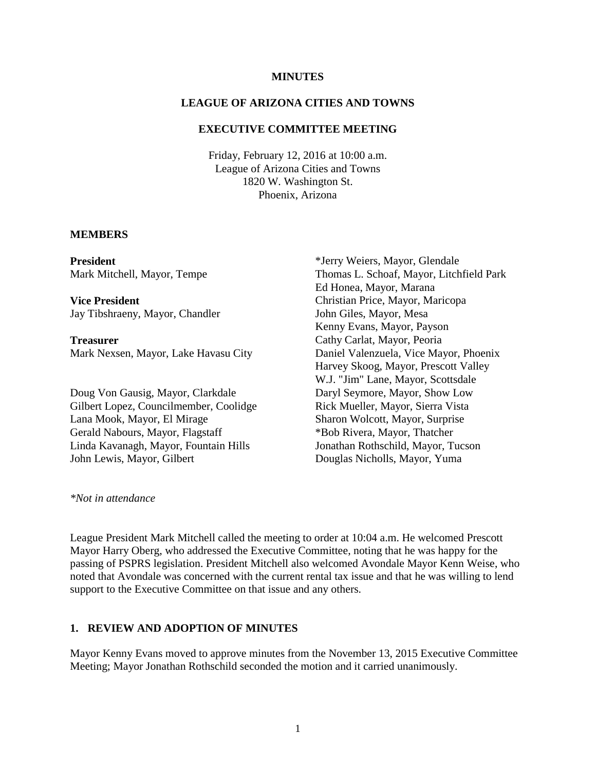**MINUTES**

**LEAGUE OF ARIZONA CITIES AND TOWNS**

**EXECUTIVE COMMITTEE MEETING**

Friday, February 12, 2016 at 10:00 a.m.
League of Arizona Cities and Towns
1820 W. Washington St.
Phoenix, Arizona

**MEMBERS**

**President**
Mark Mitchell, Mayor, Tempe

**Vice President**
Jay Tibshraeny, Mayor, Chandler

**Treasurer**
Mark Nexsen, Mayor, Lake Havasu City

Doug Von Gausig, Mayor, Clarkdale
Gilbert Lopez, Councilmember, Coolidge
Lana Mook, Mayor, El Mirage
Gerald Nabours, Mayor, Flagstaff
Linda Kavanagh, Mayor, Fountain Hills
John Lewis, Mayor, Gilbert
*Jerry Weiers, Mayor, Glendale
Thomas L. Schoaf, Mayor, Litchfield Park
Ed Honea, Mayor, Marana
Christian Price, Mayor, Maricopa
John Giles, Mayor, Mesa
Kenny Evans, Mayor, Payson
Cathy Carlat, Mayor, Peoria
Daniel Valenzuela, Vice Mayor, Phoenix
Harvey Skoog, Mayor, Prescott Valley
W.J. "Jim" Lane, Mayor, Scottsdale
Daryl Seymore, Mayor, Show Low
Rick Mueller, Mayor, Sierra Vista
Sharon Wolcott, Mayor, Surprise
*Bob Rivera, Mayor, Thatcher
Jonathan Rothschild, Mayor, Tucson
Douglas Nicholls, Mayor, Yuma

*\*Not in attendance*

League President Mark Mitchell called the meeting to order at 10:04 a.m. He welcomed Prescott Mayor Harry Oberg, who addressed the Executive Committee, noting that he was happy for the passing of PSPRS legislation. President Mitchell also welcomed Avondale Mayor Kenn Weise, who noted that Avondale was concerned with the current rental tax issue and that he was willing to lend support to the Executive Committee on that issue and any others.

## 1. REVIEW AND ADOPTION OF MINUTES

Mayor Kenny Evans moved to approve minutes from the November 13, 2015 Executive Committee Meeting; Mayor Jonathan Rothschild seconded the motion and it carried unanimously.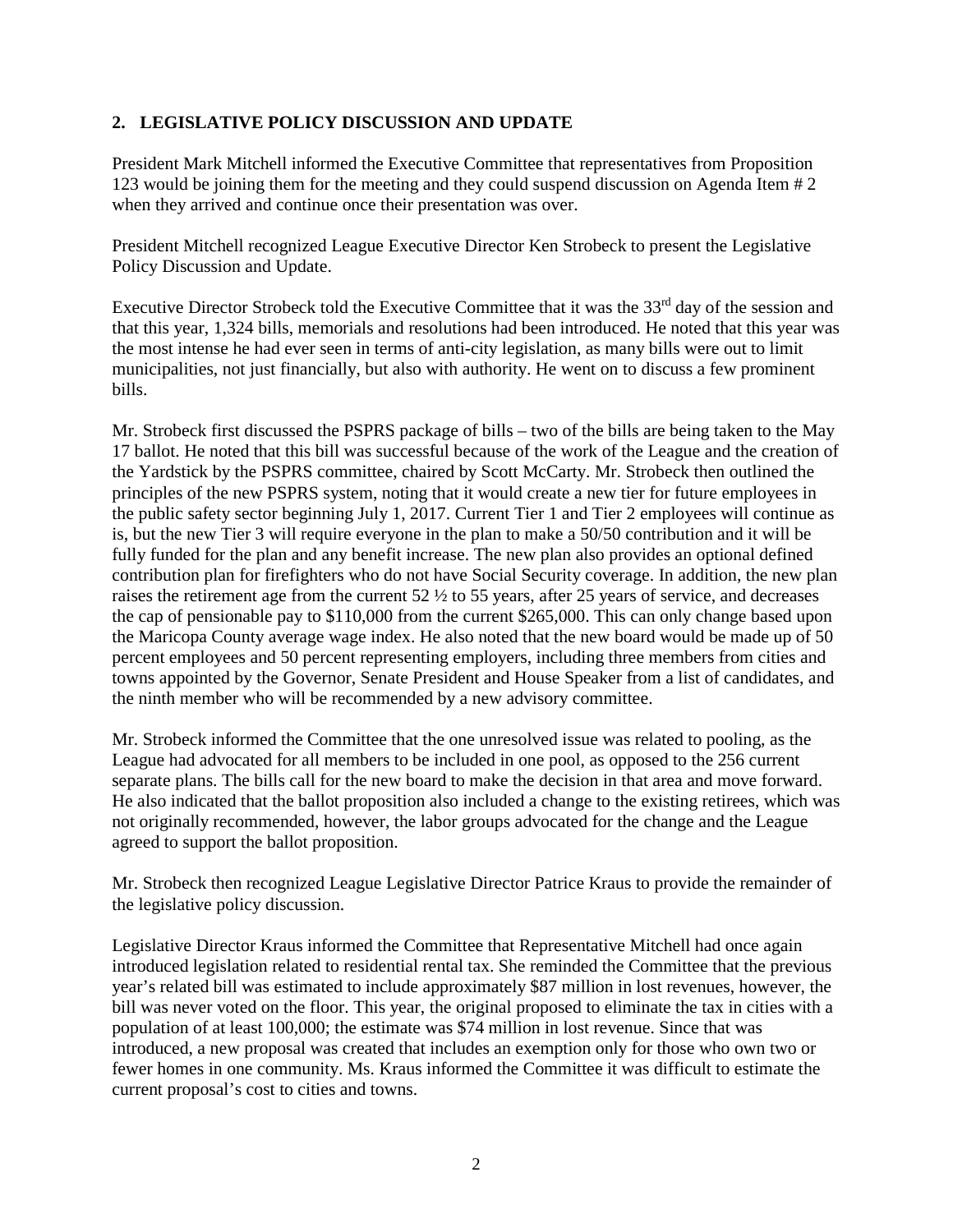## 2. LEGISLATIVE POLICY DISCUSSION AND UPDATE

President Mark Mitchell informed the Executive Committee that representatives from Proposition 123 would be joining them for the meeting and they could suspend discussion on Agenda Item # 2 when they arrived and continue once their presentation was over.

President Mitchell recognized League Executive Director Ken Strobeck to present the Legislative Policy Discussion and Update.

Executive Director Strobeck told the Executive Committee that it was the 33rd day of the session and that this year, 1,324 bills, memorials and resolutions had been introduced. He noted that this year was the most intense he had ever seen in terms of anti-city legislation, as many bills were out to limit municipalities, not just financially, but also with authority. He went on to discuss a few prominent bills.

Mr. Strobeck first discussed the PSPRS package of bills – two of the bills are being taken to the May 17 ballot. He noted that this bill was successful because of the work of the League and the creation of the Yardstick by the PSPRS committee, chaired by Scott McCarty. Mr. Strobeck then outlined the principles of the new PSPRS system, noting that it would create a new tier for future employees in the public safety sector beginning July 1, 2017. Current Tier 1 and Tier 2 employees will continue as is, but the new Tier 3 will require everyone in the plan to make a 50/50 contribution and it will be fully funded for the plan and any benefit increase. The new plan also provides an optional defined contribution plan for firefighters who do not have Social Security coverage. In addition, the new plan raises the retirement age from the current 52 ½ to 55 years, after 25 years of service, and decreases the cap of pensionable pay to $110,000 from the current $265,000. This can only change based upon the Maricopa County average wage index. He also noted that the new board would be made up of 50 percent employees and 50 percent representing employers, including three members from cities and towns appointed by the Governor, Senate President and House Speaker from a list of candidates, and the ninth member who will be recommended by a new advisory committee.

Mr. Strobeck informed the Committee that the one unresolved issue was related to pooling, as the League had advocated for all members to be included in one pool, as opposed to the 256 current separate plans. The bills call for the new board to make the decision in that area and move forward. He also indicated that the ballot proposition also included a change to the existing retirees, which was not originally recommended, however, the labor groups advocated for the change and the League agreed to support the ballot proposition.

Mr. Strobeck then recognized League Legislative Director Patrice Kraus to provide the remainder of the legislative policy discussion.

Legislative Director Kraus informed the Committee that Representative Mitchell had once again introduced legislation related to residential rental tax. She reminded the Committee that the previous year's related bill was estimated to include approximately $87 million in lost revenues, however, the bill was never voted on the floor. This year, the original proposed to eliminate the tax in cities with a population of at least 100,000; the estimate was $74 million in lost revenue. Since that was introduced, a new proposal was created that includes an exemption only for those who own two or fewer homes in one community. Ms. Kraus informed the Committee it was difficult to estimate the current proposal's cost to cities and towns.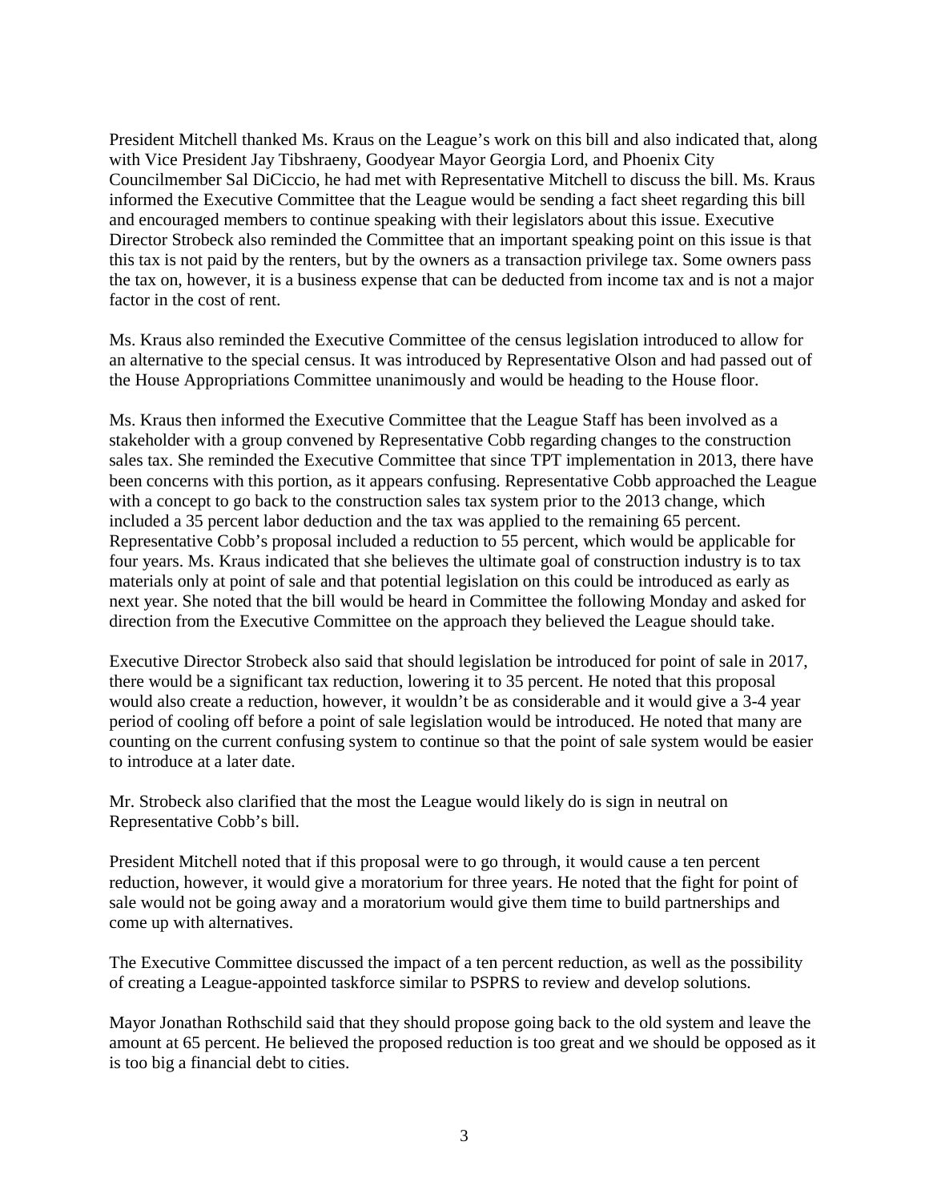President Mitchell thanked Ms. Kraus on the League's work on this bill and also indicated that, along with Vice President Jay Tibshraeny, Goodyear Mayor Georgia Lord, and Phoenix City Councilmember Sal DiCiccio, he had met with Representative Mitchell to discuss the bill. Ms. Kraus informed the Executive Committee that the League would be sending a fact sheet regarding this bill and encouraged members to continue speaking with their legislators about this issue. Executive Director Strobeck also reminded the Committee that an important speaking point on this issue is that this tax is not paid by the renters, but by the owners as a transaction privilege tax. Some owners pass the tax on, however, it is a business expense that can be deducted from income tax and is not a major factor in the cost of rent.

Ms. Kraus also reminded the Executive Committee of the census legislation introduced to allow for an alternative to the special census. It was introduced by Representative Olson and had passed out of the House Appropriations Committee unanimously and would be heading to the House floor.

Ms. Kraus then informed the Executive Committee that the League Staff has been involved as a stakeholder with a group convened by Representative Cobb regarding changes to the construction sales tax. She reminded the Executive Committee that since TPT implementation in 2013, there have been concerns with this portion, as it appears confusing. Representative Cobb approached the League with a concept to go back to the construction sales tax system prior to the 2013 change, which included a 35 percent labor deduction and the tax was applied to the remaining 65 percent. Representative Cobb's proposal included a reduction to 55 percent, which would be applicable for four years. Ms. Kraus indicated that she believes the ultimate goal of construction industry is to tax materials only at point of sale and that potential legislation on this could be introduced as early as next year. She noted that the bill would be heard in Committee the following Monday and asked for direction from the Executive Committee on the approach they believed the League should take.

Executive Director Strobeck also said that should legislation be introduced for point of sale in 2017, there would be a significant tax reduction, lowering it to 35 percent. He noted that this proposal would also create a reduction, however, it wouldn't be as considerable and it would give a 3-4 year period of cooling off before a point of sale legislation would be introduced. He noted that many are counting on the current confusing system to continue so that the point of sale system would be easier to introduce at a later date.

Mr. Strobeck also clarified that the most the League would likely do is sign in neutral on Representative Cobb's bill.

President Mitchell noted that if this proposal were to go through, it would cause a ten percent reduction, however, it would give a moratorium for three years. He noted that the fight for point of sale would not be going away and a moratorium would give them time to build partnerships and come up with alternatives.

The Executive Committee discussed the impact of a ten percent reduction, as well as the possibility of creating a League-appointed taskforce similar to PSPRS to review and develop solutions.

Mayor Jonathan Rothschild said that they should propose going back to the old system and leave the amount at 65 percent. He believed the proposed reduction is too great and we should be opposed as it is too big a financial debt to cities.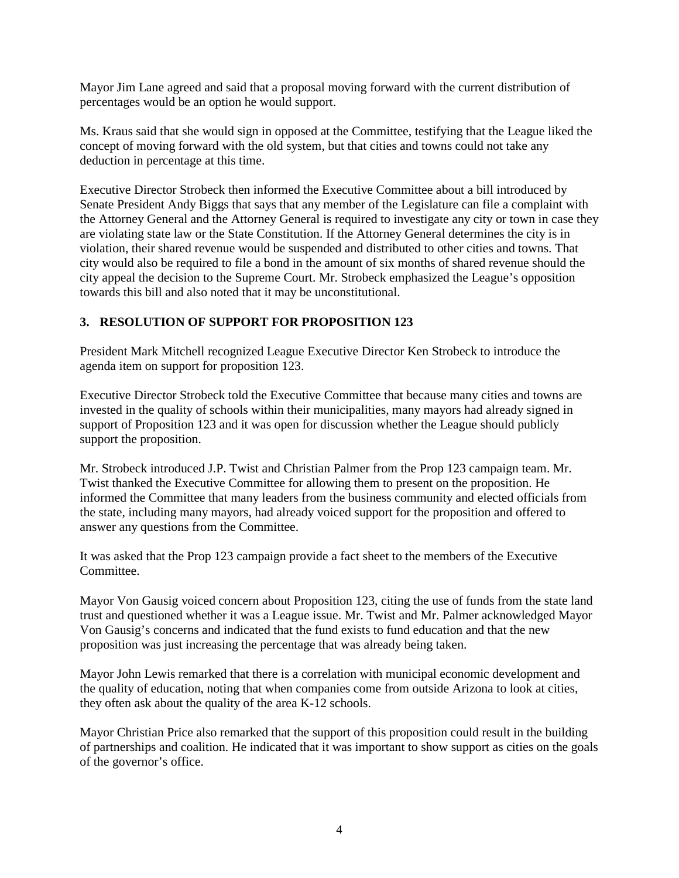Mayor Jim Lane agreed and said that a proposal moving forward with the current distribution of percentages would be an option he would support.

Ms. Kraus said that she would sign in opposed at the Committee, testifying that the League liked the concept of moving forward with the old system, but that cities and towns could not take any deduction in percentage at this time.

Executive Director Strobeck then informed the Executive Committee about a bill introduced by Senate President Andy Biggs that says that any member of the Legislature can file a complaint with the Attorney General and the Attorney General is required to investigate any city or town in case they are violating state law or the State Constitution. If the Attorney General determines the city is in violation, their shared revenue would be suspended and distributed to other cities and towns. That city would also be required to file a bond in the amount of six months of shared revenue should the city appeal the decision to the Supreme Court. Mr. Strobeck emphasized the League's opposition towards this bill and also noted that it may be unconstitutional.

## 3. RESOLUTION OF SUPPORT FOR PROPOSITION 123

President Mark Mitchell recognized League Executive Director Ken Strobeck to introduce the agenda item on support for proposition 123.

Executive Director Strobeck told the Executive Committee that because many cities and towns are invested in the quality of schools within their municipalities, many mayors had already signed in support of Proposition 123 and it was open for discussion whether the League should publicly support the proposition.

Mr. Strobeck introduced J.P. Twist and Christian Palmer from the Prop 123 campaign team. Mr. Twist thanked the Executive Committee for allowing them to present on the proposition. He informed the Committee that many leaders from the business community and elected officials from the state, including many mayors, had already voiced support for the proposition and offered to answer any questions from the Committee.

It was asked that the Prop 123 campaign provide a fact sheet to the members of the Executive Committee.

Mayor Von Gausig voiced concern about Proposition 123, citing the use of funds from the state land trust and questioned whether it was a League issue. Mr. Twist and Mr. Palmer acknowledged Mayor Von Gausig's concerns and indicated that the fund exists to fund education and that the new proposition was just increasing the percentage that was already being taken.

Mayor John Lewis remarked that there is a correlation with municipal economic development and the quality of education, noting that when companies come from outside Arizona to look at cities, they often ask about the quality of the area K-12 schools.

Mayor Christian Price also remarked that the support of this proposition could result in the building of partnerships and coalition. He indicated that it was important to show support as cities on the goals of the governor's office.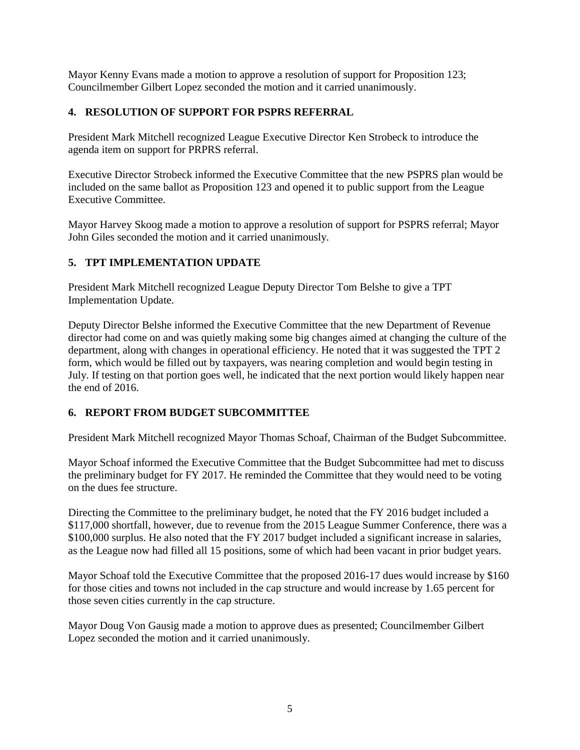Mayor Kenny Evans made a motion to approve a resolution of support for Proposition 123; Councilmember Gilbert Lopez seconded the motion and it carried unanimously.

## 4. RESOLUTION OF SUPPORT FOR PSPRS REFERRAL

President Mark Mitchell recognized League Executive Director Ken Strobeck to introduce the agenda item on support for PRPRS referral.

Executive Director Strobeck informed the Executive Committee that the new PSPRS plan would be included on the same ballot as Proposition 123 and opened it to public support from the League Executive Committee.

Mayor Harvey Skoog made a motion to approve a resolution of support for PSPRS referral; Mayor John Giles seconded the motion and it carried unanimously.

## 5. TPT IMPLEMENTATION UPDATE

President Mark Mitchell recognized League Deputy Director Tom Belshe to give a TPT Implementation Update.

Deputy Director Belshe informed the Executive Committee that the new Department of Revenue director had come on and was quietly making some big changes aimed at changing the culture of the department, along with changes in operational efficiency. He noted that it was suggested the TPT 2 form, which would be filled out by taxpayers, was nearing completion and would begin testing in July. If testing on that portion goes well, he indicated that the next portion would likely happen near the end of 2016.

## 6. REPORT FROM BUDGET SUBCOMMITTEE

President Mark Mitchell recognized Mayor Thomas Schoaf, Chairman of the Budget Subcommittee.

Mayor Schoaf informed the Executive Committee that the Budget Subcommittee had met to discuss the preliminary budget for FY 2017. He reminded the Committee that they would need to be voting on the dues fee structure.

Directing the Committee to the preliminary budget, he noted that the FY 2016 budget included a $117,000 shortfall, however, due to revenue from the 2015 League Summer Conference, there was a $100,000 surplus. He also noted that the FY 2017 budget included a significant increase in salaries, as the League now had filled all 15 positions, some of which had been vacant in prior budget years.

Mayor Schoaf told the Executive Committee that the proposed 2016-17 dues would increase by $160 for those cities and towns not included in the cap structure and would increase by 1.65 percent for those seven cities currently in the cap structure.

Mayor Doug Von Gausig made a motion to approve dues as presented; Councilmember Gilbert Lopez seconded the motion and it carried unanimously.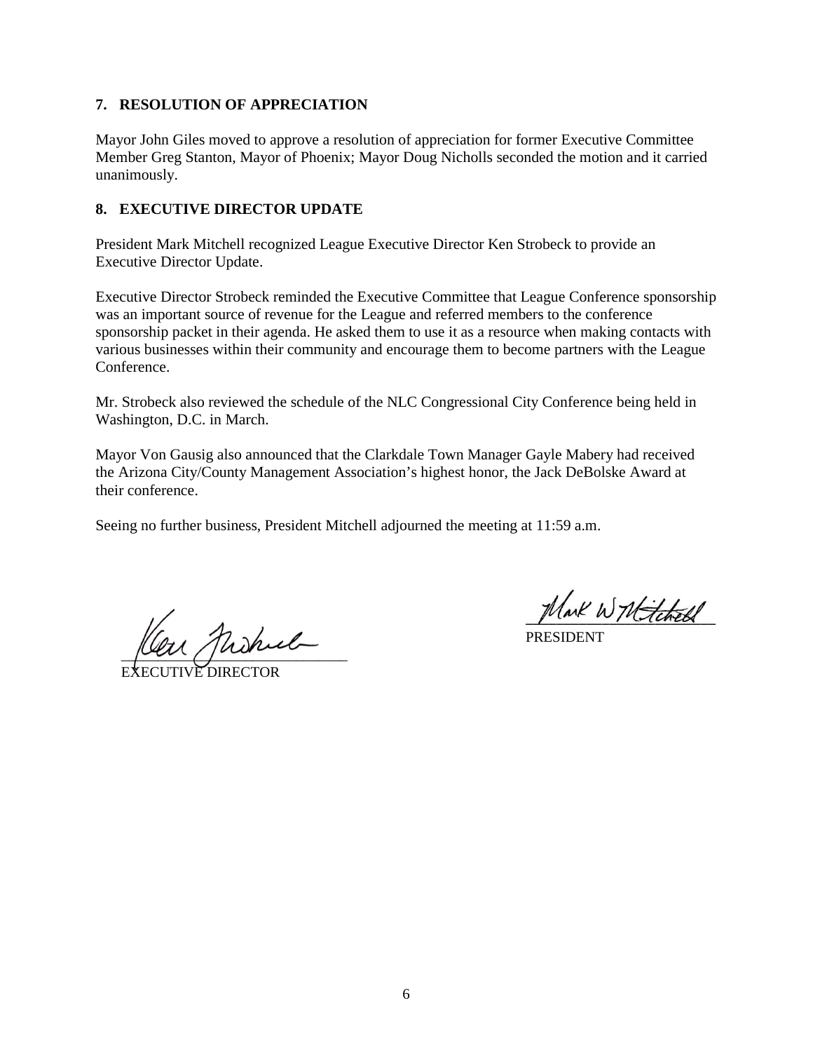## 7. RESOLUTION OF APPRECIATION

Mayor John Giles moved to approve a resolution of appreciation for former Executive Committee Member Greg Stanton, Mayor of Phoenix; Mayor Doug Nicholls seconded the motion and it carried unanimously.

## 8. EXECUTIVE DIRECTOR UPDATE

President Mark Mitchell recognized League Executive Director Ken Strobeck to provide an Executive Director Update.

Executive Director Strobeck reminded the Executive Committee that League Conference sponsorship was an important source of revenue for the League and referred members to the conference sponsorship packet in their agenda. He asked them to use it as a resource when making contacts with various businesses within their community and encourage them to become partners with the League Conference.

Mr. Strobeck also reviewed the schedule of the NLC Congressional City Conference being held in Washington, D.C. in March.

Mayor Von Gausig also announced that the Clarkdale Town Manager Gayle Mabery had received the Arizona City/County Management Association's highest honor, the Jack DeBolske Award at their conference.

Seeing no further business, President Mitchell adjourned the meeting at 11:59 a.m.

EXECUTIVE DIRECTOR

PRESIDENT